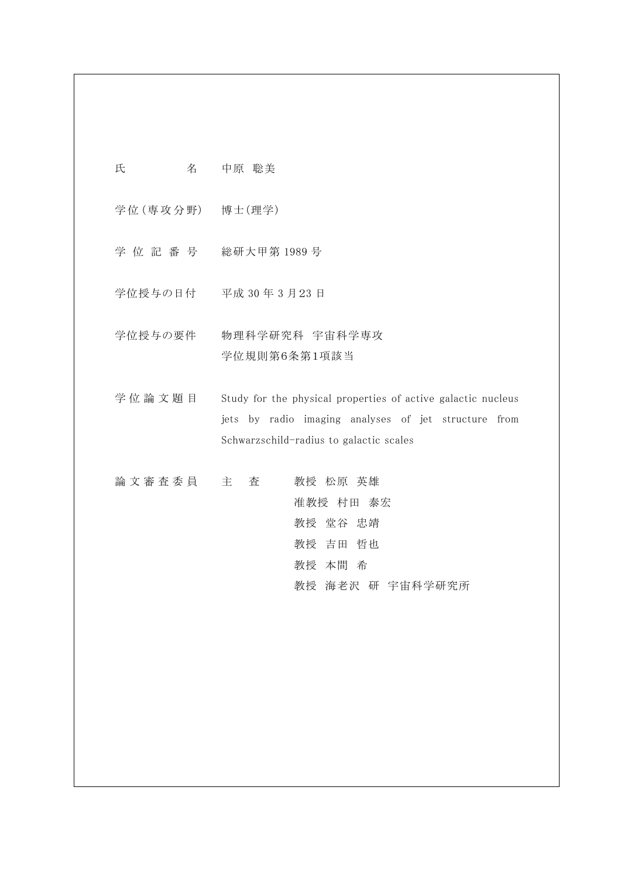| | |
|---|---|
| 氏　　　　名 | 中原　聡美 |
| 学位(専攻分野) | 博士(理学) |
| 学 位 記 番 号 | 総研大甲第 1989 号 |
| 学位授与の日付 | 平成 30 年 3 月 23 日 |
| 学位授与の要件 | 物理科学研究科　宇宙科学専攻<br>学位規則第6条第1項該当 |
| 学 位 論 文 題 目 | Study for the physical properties of active galactic nucleus jets by radio imaging analyses of jet structure from Schwarzschild-radius to galactic scales |
| 論 文 審 査 委 員 | 主　査　　教授　松原　英雄<br>准教授　村田　泰宏<br>教授　堂谷　忠靖<br>教授　吉田　哲也<br>教授　本間　希<br>教授　海老沢　研　宇宙科学研究所 |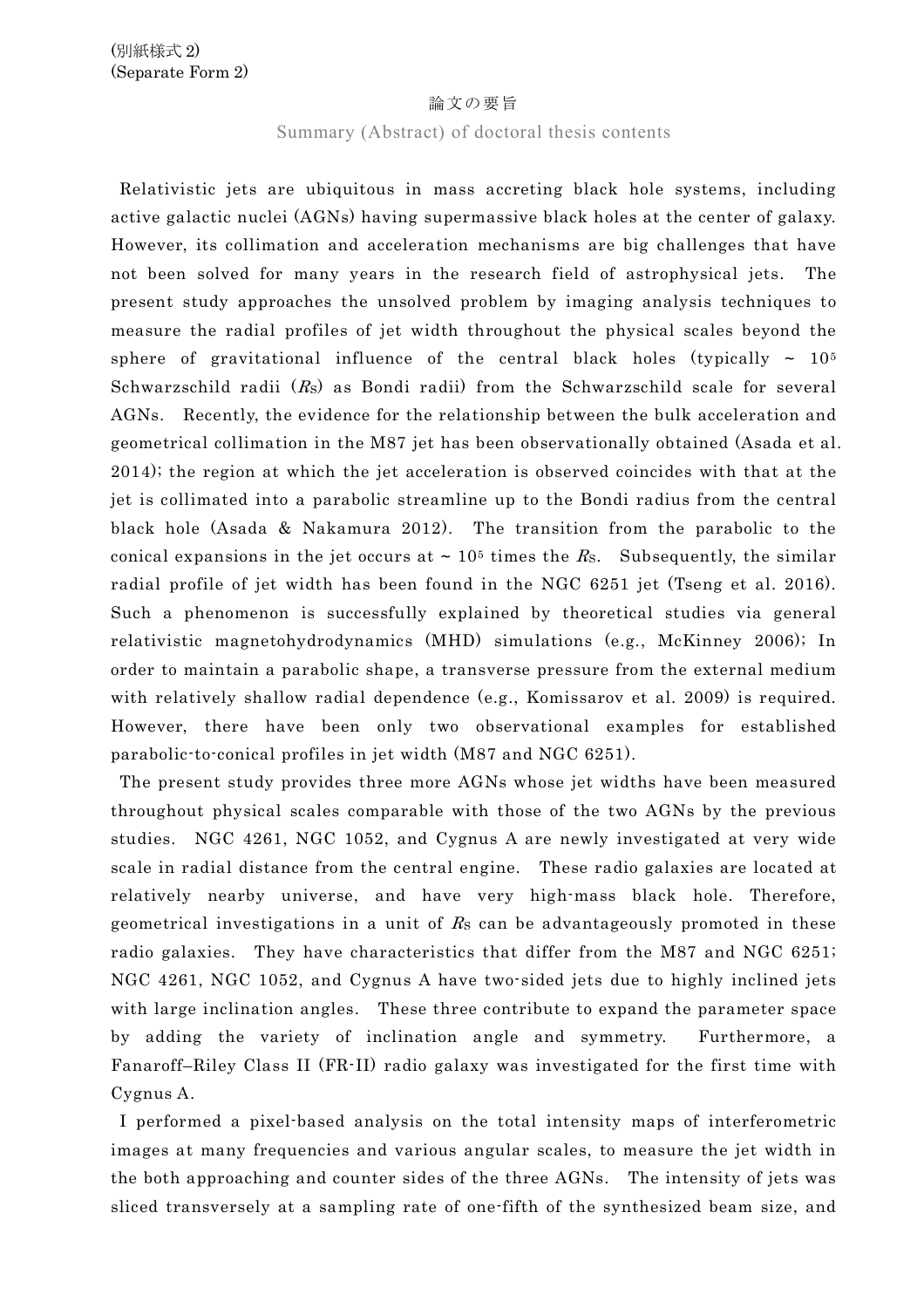(別紙様式 2)
(Separate Form 2)

論文の要旨

Summary (Abstract) of doctoral thesis contents

Relativistic jets are ubiquitous in mass accreting black hole systems, including active galactic nuclei (AGNs) having supermassive black holes at the center of galaxy. However, its collimation and acceleration mechanisms are big challenges that have not been solved for many years in the research field of astrophysical jets. The present study approaches the unsolved problem by imaging analysis techniques to measure the radial profiles of jet width throughout the physical scales beyond the sphere of gravitational influence of the central black holes (typically ~ $10^5$ Schwarzschild radii ($R_S$) as Bondi radii) from the Schwarzschild scale for several AGNs. Recently, the evidence for the relationship between the bulk acceleration and geometrical collimation in the M87 jet has been observationally obtained (Asada et al. 2014); the region at which the jet acceleration is observed coincides with that at the jet is collimated into a parabolic streamline up to the Bondi radius from the central black hole (Asada & Nakamura 2012). The transition from the parabolic to the conical expansions in the jet occurs at ~ $10^5$ times the $R_S$. Subsequently, the similar radial profile of jet width has been found in the NGC 6251 jet (Tseng et al. 2016). Such a phenomenon is successfully explained by theoretical studies via general relativistic magnetohydrodynamics (MHD) simulations (e.g., McKinney 2006); In order to maintain a parabolic shape, a transverse pressure from the external medium with relatively shallow radial dependence (e.g., Komissarov et al. 2009) is required. However, there have been only two observational examples for established parabolic-to-conical profiles in jet width (M87 and NGC 6251).

The present study provides three more AGNs whose jet widths have been measured throughout physical scales comparable with those of the two AGNs by the previous studies. NGC 4261, NGC 1052, and Cygnus A are newly investigated at very wide scale in radial distance from the central engine. These radio galaxies are located at relatively nearby universe, and have very high-mass black hole. Therefore, geometrical investigations in a unit of $R_S$ can be advantageously promoted in these radio galaxies. They have characteristics that differ from the M87 and NGC 6251; NGC 4261, NGC 1052, and Cygnus A have two-sided jets due to highly inclined jets with large inclination angles. These three contribute to expand the parameter space by adding the variety of inclination angle and symmetry. Furthermore, a Fanaroff–Riley Class II (FR-II) radio galaxy was investigated for the first time with Cygnus A.

I performed a pixel-based analysis on the total intensity maps of interferometric images at many frequencies and various angular scales, to measure the jet width in the both approaching and counter sides of the three AGNs. The intensity of jets was sliced transversely at a sampling rate of one-fifth of the synthesized beam size, and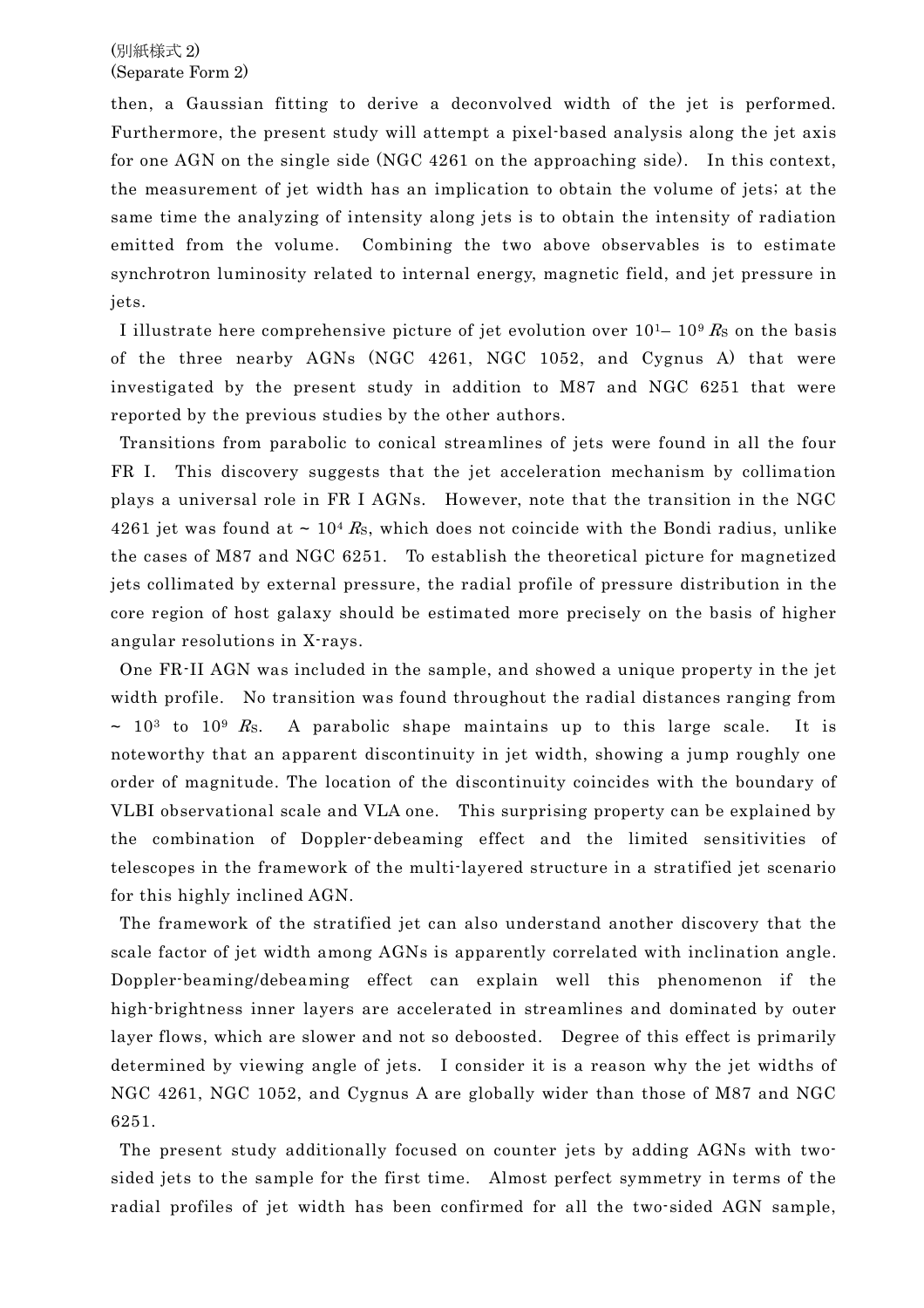then, a Gaussian fitting to derive a deconvolved width of the jet is performed. Furthermore, the present study will attempt a pixel-based analysis along the jet axis for one AGN on the single side (NGC 4261 on the approaching side). In this context, the measurement of jet width has an implication to obtain the volume of jets; at the same time the analyzing of intensity along jets is to obtain the intensity of radiation emitted from the volume. Combining the two above observables is to estimate synchrotron luminosity related to internal energy, magnetic field, and jet pressure in jets.

I illustrate here comprehensive picture of jet evolution over $10^1$– $10^9$ $R_S$ on the basis of the three nearby AGNs (NGC 4261, NGC 1052, and Cygnus A) that were investigated by the present study in addition to M87 and NGC 6251 that were reported by the previous studies by the other authors.

Transitions from parabolic to conical streamlines of jets were found in all the four FR I. This discovery suggests that the jet acceleration mechanism by collimation plays a universal role in FR I AGNs. However, note that the transition in the NGC 4261 jet was found at ~ $10^4$ $R_S$, which does not coincide with the Bondi radius, unlike the cases of M87 and NGC 6251. To establish the theoretical picture for magnetized jets collimated by external pressure, the radial profile of pressure distribution in the core region of host galaxy should be estimated more precisely on the basis of higher angular resolutions in X-rays.

One FR-II AGN was included in the sample, and showed a unique property in the jet width profile. No transition was found throughout the radial distances ranging from ~ $10^3$ to $10^9$ $R_S$. A parabolic shape maintains up to this large scale. It is noteworthy that an apparent discontinuity in jet width, showing a jump roughly one order of magnitude. The location of the discontinuity coincides with the boundary of VLBI observational scale and VLA one. This surprising property can be explained by the combination of Doppler-debeaming effect and the limited sensitivities of telescopes in the framework of the multi-layered structure in a stratified jet scenario for this highly inclined AGN.

The framework of the stratified jet can also understand another discovery that the scale factor of jet width among AGNs is apparently correlated with inclination angle. Doppler-beaming/debeaming effect can explain well this phenomenon if the high-brightness inner layers are accelerated in streamlines and dominated by outer layer flows, which are slower and not so deboosted. Degree of this effect is primarily determined by viewing angle of jets. I consider it is a reason why the jet widths of NGC 4261, NGC 1052, and Cygnus A are globally wider than those of M87 and NGC 6251.

The present study additionally focused on counter jets by adding AGNs with two-sided jets to the sample for the first time. Almost perfect symmetry in terms of the radial profiles of jet width has been confirmed for all the two-sided AGN sample,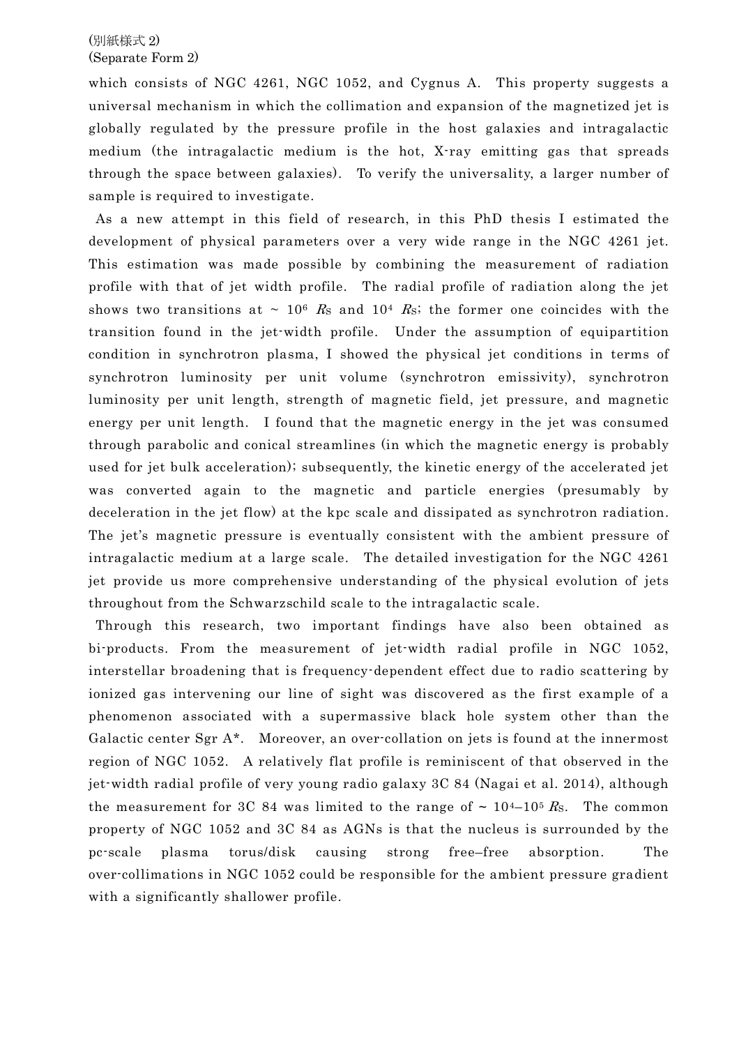(別紙様式 2)
(Separate Form 2)

which consists of NGC 4261, NGC 1052, and Cygnus A. This property suggests a universal mechanism in which the collimation and expansion of the magnetized jet is globally regulated by the pressure profile in the host galaxies and intragalactic medium (the intragalactic medium is the hot, X-ray emitting gas that spreads through the space between galaxies). To verify the universality, a larger number of sample is required to investigate.

As a new attempt in this field of research, in this PhD thesis I estimated the development of physical parameters over a very wide range in the NGC 4261 jet. This estimation was made possible by combining the measurement of radiation profile with that of jet width profile. The radial profile of radiation along the jet shows two transitions at ~ $10^6$ $R_S$ and $10^4$ $R_S$; the former one coincides with the transition found in the jet-width profile. Under the assumption of equipartition condition in synchrotron plasma, I showed the physical jet conditions in terms of synchrotron luminosity per unit volume (synchrotron emissivity), synchrotron luminosity per unit length, strength of magnetic field, jet pressure, and magnetic energy per unit length. I found that the magnetic energy in the jet was consumed through parabolic and conical streamlines (in which the magnetic energy is probably used for jet bulk acceleration); subsequently, the kinetic energy of the accelerated jet was converted again to the magnetic and particle energies (presumably by deceleration in the jet flow) at the kpc scale and dissipated as synchrotron radiation. The jet's magnetic pressure is eventually consistent with the ambient pressure of intragalactic medium at a large scale. The detailed investigation for the NGC 4261 jet provide us more comprehensive understanding of the physical evolution of jets throughout from the Schwarzschild scale to the intragalactic scale.

Through this research, two important findings have also been obtained as bi-products. From the measurement of jet-width radial profile in NGC 1052, interstellar broadening that is frequency-dependent effect due to radio scattering by ionized gas intervening our line of sight was discovered as the first example of a phenomenon associated with a supermassive black hole system other than the Galactic center Sgr A*. Moreover, an over-collation on jets is found at the innermost region of NGC 1052. A relatively flat profile is reminiscent of that observed in the jet-width radial profile of very young radio galaxy 3C 84 (Nagai et al. 2014), although the measurement for 3C 84 was limited to the range of ~ $10^4$–$10^5$ $R_S$. The common property of NGC 1052 and 3C 84 as AGNs is that the nucleus is surrounded by the pc-scale plasma torus/disk causing strong free–free absorption. The over-collimations in NGC 1052 could be responsible for the ambient pressure gradient with a significantly shallower profile.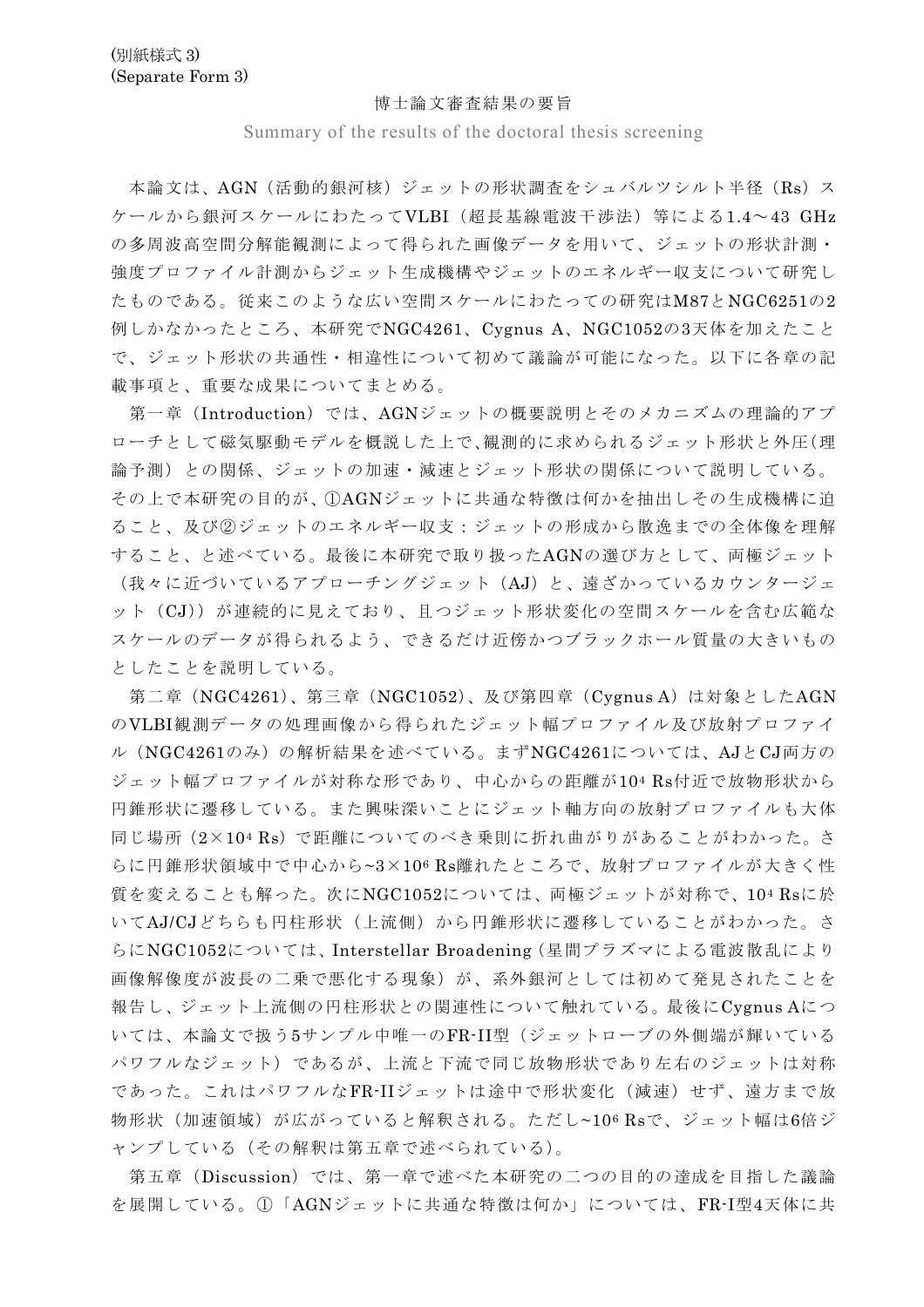(別紙様式 3)
(Separate Form 3)

博士論文審査結果の要旨

Summary of the results of the doctoral thesis screening

本論文は、AGN（活動的銀河核）ジェットの形状調査をシュバルツシルト半径（Rs）スケールから銀河スケールにわたってVLBI（超長基線電波干渉法）等による1.4～43 GHzの多周波高空間分解能観測によって得られた画像データを用いて、ジェットの形状計測・強度プロファイル計測からジェット生成機構やジェットのエネルギー収支について研究したものである。従来このような広い空間スケールにわたっての研究はM87とNGC6251の2例しかなかったところ、本研究でNGC4261、Cygnus A、NGC1052の3天体を加えたことで、ジェット形状の共通性・相違性について初めて議論が可能になった。以下に各章の記載事項と、重要な成果についてまとめる。

第一章（Introduction）では、AGNジェットの概要説明とそのメカニズムの理論的アプローチとして磁気駆動モデルを概説した上で、観測的に求められるジェット形状と外圧（理論予測）との関係、ジェットの加速・減速とジェット形状の関係について説明している。その上で本研究の目的が、①AGNジェットに共通な特徴は何かを抽出しその生成機構に迫ること、及び②ジェットのエネルギー収支：ジェットの形成から散逸までの全体像を理解すること、と述べている。最後に本研究で取り扱ったAGNの選び方として、両極ジェット（我々に近づいているアプローチングジェット（AJ）と、遠ざかっているカウンタージェット（CJ））が連続的に見えており、且つジェット形状変化の空間スケールを含む広範なスケールのデータが得られるよう、できるだけ近傍かつブラックホール質量の大きいものとしたことを説明している。

第二章（NGC4261）、第三章（NGC1052）、及び第四章（Cygnus A）は対象としたAGNのVLBI観測データの処理画像から得られたジェット幅プロファイル及び放射プロファイル（NGC4261のみ）の解析結果を述べている。まずNGC4261については、AJとCJ両方のジェット幅プロファイルが対称な形であり、中心からの距離が$10^4$ Rs付近で放物形状から円錐形状に遷移している。また興味深いことにジェット軸方向の放射プロファイルも大体同じ場所（$2\times10^4$ Rs）で距離についてのべき乗則に折れ曲がりがあることがわかった。さらに円錐形状領域中で中心から~$3\times10^6$ Rs離れたところで、放射プロファイルが大きく性質を変えることも解った。次にNGC1052については、両極ジェットが対称で、$10^4$ RsにおいてAJ/CJどちらも円柱形状（上流側）から円錐形状に遷移していることがわかった。さらにNGC1052については、Interstellar Broadening（星間プラズマによる電波散乱により画像解像度が波長の二乗で悪化する現象）が、系外銀河としては初めて発見されたことを報告し、ジェット上流側の円柱形状との関連性について触れている。最後にCygnus Aについては、本論文で扱う5サンプル中唯一のFR-II型（ジェットローブの外側端が輝いているパワフルなジェット）であるが、上流と下流で同じ放物形状であり左右のジェットは対称であった。これはパワフルなFR-IIジェットは途中で形状変化（減速）せず、遠方まで放物形状（加速領域）が広がっていると解釈される。ただし~$10^6$ Rsで、ジェット幅は6倍ジャンプしている（その解釈は第五章で述べられている）。

第五章（Discussion）では、第一章で述べた本研究の二つの目的の達成を目指した議論を展開している。①「AGNジェットに共通な特徴は何か」については、FR-I型4天体に共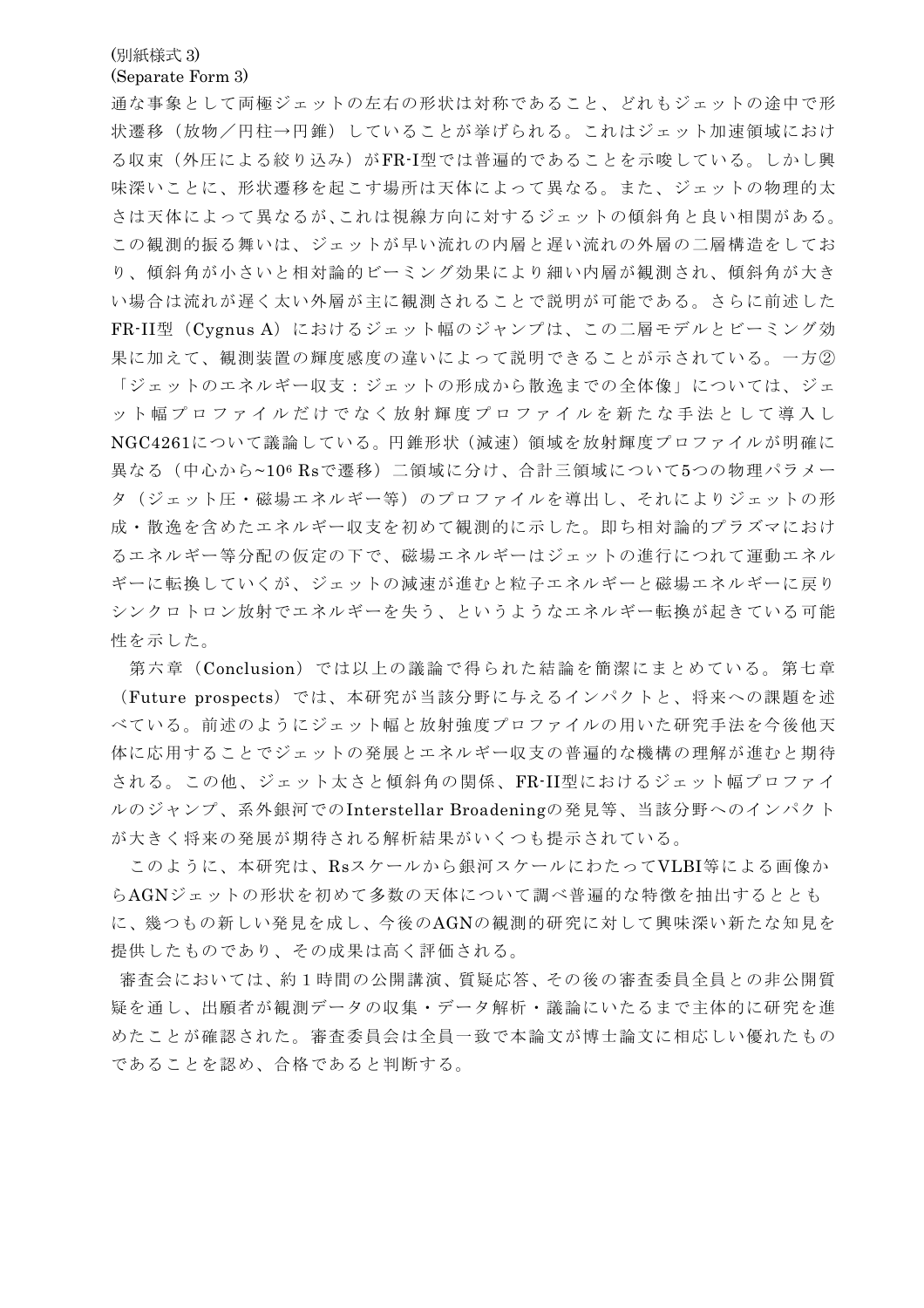(別紙様式 3)
(Separate Form 3)

通な事象として両極ジェットの左右の形状は対称であること、どれもジェットの途中で形状遷移（放物／円柱→円錐）していることが挙げられる。これはジェット加速領域における収束（外圧による絞り込み）がFR-I型では普遍的であることを示唆している。しかし興味深いことに、形状遷移を起こす場所は天体によって異なる。また、ジェットの物理的太さは天体によって異なるが､これは視線方向に対するジェットの傾斜角と良い相関がある。この観測的振る舞いは、ジェットが早い流れの内層と遅い流れの外層の二層構造をしており、傾斜角が小さいと相対論的ビーミング効果により細い内層が観測され、傾斜角が大きい場合は流れが遅く太い外層が主に観測されることで説明が可能である。さらに前述したFR-II型（Cygnus A）におけるジェット幅のジャンプは、この二層モデルとビーミング効果に加えて、観測装置の輝度感度の違いによって説明できることが示されている。一方②「ジェットのエネルギー収支：ジェットの形成から散逸までの全体像」については、ジェット幅プロファイルだけでなく放射輝度プロファイルを新たな手法として導入しNGC4261について議論している。円錐形状（減速）領域を放射輝度プロファイルが明確に異なる（中心から~$10^6$ Rsで遷移）二領域に分け、合計三領域について5つの物理パラメータ（ジェット圧・磁場エネルギー等）のプロファイルを導出し、それによりジェットの形成・散逸を含めたエネルギー収支を初めて観測的に示した。即ち相対論的プラズマにおけるエネルギー等分配の仮定の下で、磁場エネルギーはジェットの進行につれて運動エネルギーに転換していくが、ジェットの減速が進むと粒子エネルギーと磁場エネルギーに戻りシンクロトロン放射でエネルギーを失う、というようなエネルギー転換が起きている可能性を示した。

第六章（Conclusion）では以上の議論で得られた結論を簡潔にまとめている。第七章（Future prospects）では、本研究が当該分野に与えるインパクトと、将来への課題を述べている。前述のようにジェット幅と放射強度プロファイルの用いた研究手法を今後他天体に応用することでジェットの発展とエネルギー収支の普遍的な機構の理解が進むと期待される。この他、ジェット太さと傾斜角の関係、FR-II型におけるジェット幅プロファイルのジャンプ、系外銀河でのInterstellar Broadeningの発見等、当該分野へのインパクトが大きく将来の発展が期待される解析結果がいくつも提示されている。

このように、本研究は、Rsスケールから銀河スケールにわたってVLBI等による画像からAGNジェットの形状を初めて多数の天体について調べ普遍的な特徴を抽出するとともに、幾つもの新しい発見を成し、今後のAGNの観測的研究に対して興味深い新たな知見を提供したものであり、その成果は高く評価される。

審査会においては、約1時間の公開講演、質疑応答、その後の審査委員全員との非公開質疑を通し、出願者が観測データの収集・データ解析・議論にいたるまで主体的に研究を進めたことが確認された。審査委員会は全員一致で本論文が博士論文に相応しい優れたものであることを認め、合格であると判断する。